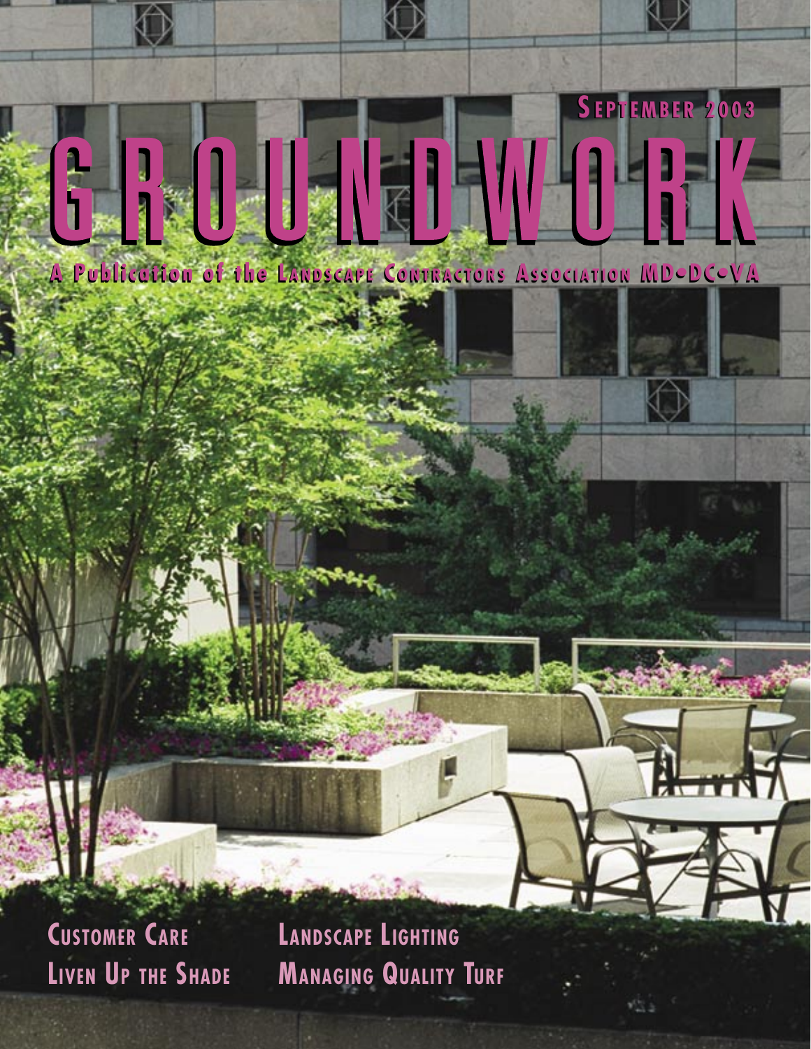SEPTEMBER 2003

# GROUNDWORK

A Publication of the Landscape Contractors Association MD•DC•VA

CUSTOMER CARE

LIVEN UP THE SHADE

LANDSCAPE LIGHTING

MANAGING QUALITY TURF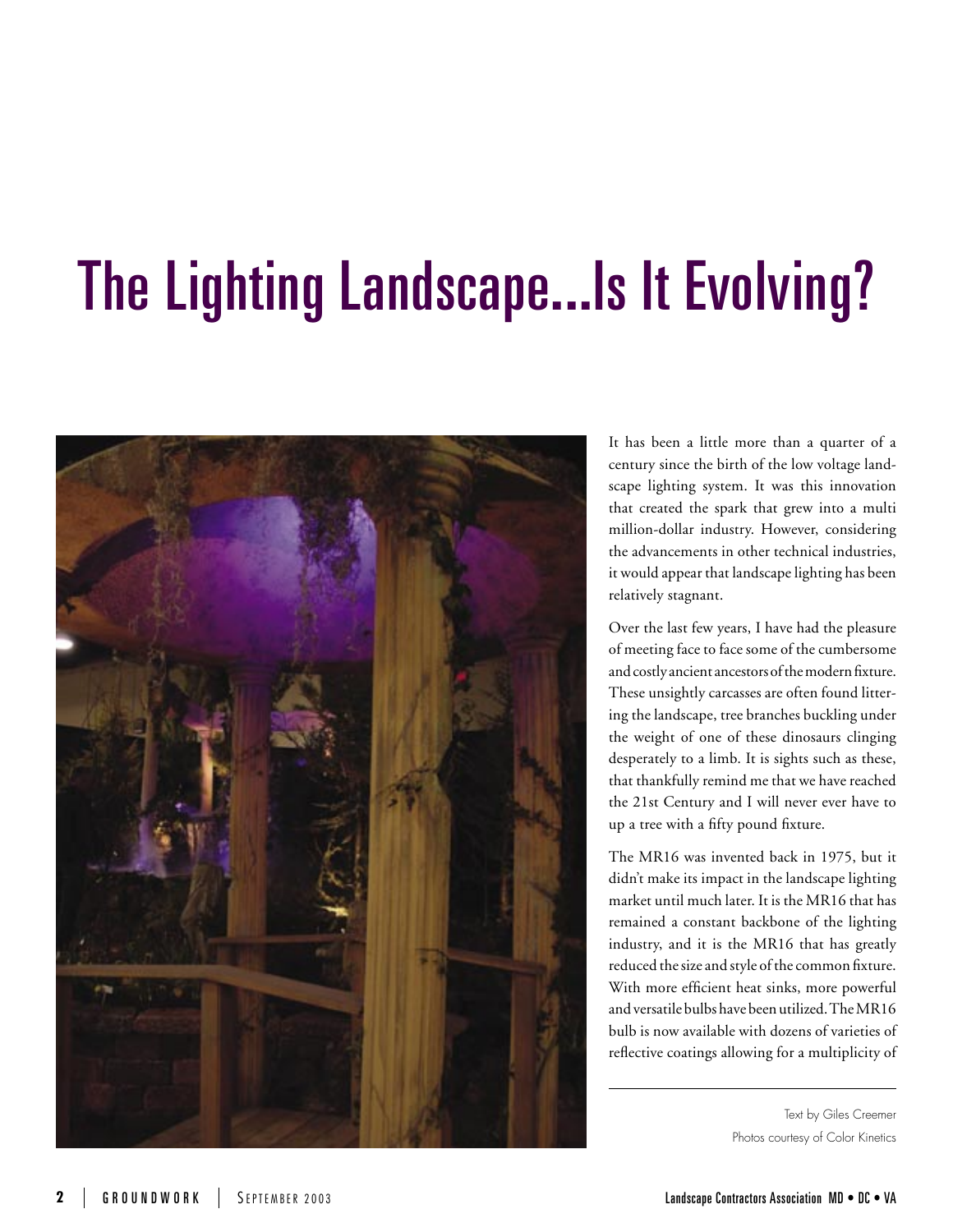# The Lighting Landscape...Is It Evolving?

It has been a little more than a quarter of a century since the birth of the low voltage landscape lighting system. It was this innovation that created the spark that grew into a multi million-dollar industry. However, considering the advancements in other technical industries, it would appear that landscape lighting has been relatively stagnant.

Over the last few years, I have had the pleasure of meeting face to face some of the cumbersome and costly ancient ancestors of the modern fixture. These unsightly carcasses are often found littering the landscape, tree branches buckling under the weight of one of these dinosaurs clinging desperately to a limb. It is sights such as these, that thankfully remind me that we have reached the 21st Century and I will never ever have to up a tree with a fifty pound fixture.

The MR16 was invented back in 1975, but it didn't make its impact in the landscape lighting market until much later. It is the MR16 that has remained a constant backbone of the lighting industry, and it is the MR16 that has greatly reduced the size and style of the common fixture. With more efficient heat sinks, more powerful and versatile bulbs have been utilized. The MR16 bulb is now available with dozens of varieties of reflective coatings allowing for a multiplicity of

Text by Giles Creemer
Photos courtesy of Color Kinetics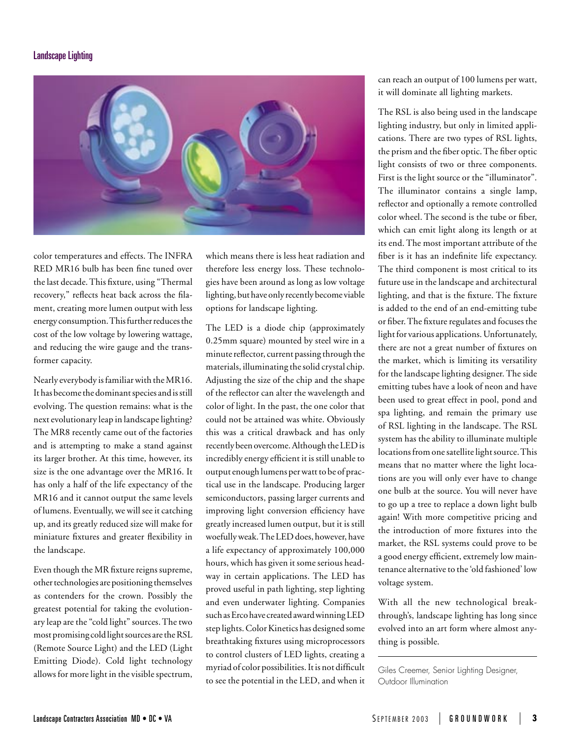color temperatures and effects. The INFRA RED MR16 bulb has been fine tuned over the last decade. This fixture, using "Thermal recovery," reflects heat back across the filament, creating more lumen output with less energy consumption. This further reduces the cost of the low voltage by lowering wattage, and reducing the wire gauge and the transformer capacity.

Nearly everybody is familiar with the MR16. It has become the dominant species and is still evolving. The question remains: what is the next evolutionary leap in landscape lighting? The MR8 recently came out of the factories and is attempting to make a stand against its larger brother. At this time, however, its size is the one advantage over the MR16. It has only a half of the life expectancy of the MR16 and it cannot output the same levels of lumens. Eventually, we will see it catching up, and its greatly reduced size will make for miniature fixtures and greater flexibility in the landscape.

Even though the MR fixture reigns supreme, other technologies are positioning themselves as contenders for the crown. Possibly the greatest potential for taking the evolutionary leap are the "cold light" sources. The two most promising cold light sources are the RSL (Remote Source Light) and the LED (Light Emitting Diode). Cold light technology allows for more light in the visible spectrum, which means there is less heat radiation and therefore less energy loss. These technologies have been around as long as low voltage lighting, but have only recently become viable options for landscape lighting.

The LED is a diode chip (approximately 0.25mm square) mounted by steel wire in a minute reflector, current passing through the materials, illuminating the solid crystal chip. Adjusting the size of the chip and the shape of the reflector can alter the wavelength and color of light. In the past, the one color that could not be attained was white. Obviously this was a critical drawback and has only recently been overcome. Although the LED is incredibly energy efficient it is still unable to output enough lumens per watt to be of practical use in the landscape. Producing larger semiconductors, passing larger currents and improving light conversion efficiency have greatly increased lumen output, but it is still woefully weak. The LED does, however, have a life expectancy of approximately 100,000 hours, which has given it some serious headway in certain applications. The LED has proved useful in path lighting, step lighting and even underwater lighting. Companies such as Erco have created award winning LED step lights. Color Kinetics has designed some breathtaking fixtures using microprocessors to control clusters of LED lights, creating a myriad of color possibilities. It is not difficult to see the potential in the LED, and when it can reach an output of 100 lumens per watt, it will dominate all lighting markets.

The RSL is also being used in the landscape lighting industry, but only in limited applications. There are two types of RSL lights, the prism and the fiber optic. The fiber optic light consists of two or three components. First is the light source or the "illuminator". The illuminator contains a single lamp, reflector and optionally a remote controlled color wheel. The second is the tube or fiber, which can emit light along its length or at its end. The most important attribute of the fiber is it has an indefinite life expectancy. The third component is most critical to its future use in the landscape and architectural lighting, and that is the fixture. The fixture is added to the end of an end-emitting tube or fiber. The fixture regulates and focuses the light for various applications. Unfortunately, there are not a great number of fixtures on the market, which is limiting its versatility for the landscape lighting designer. The side emitting tubes have a look of neon and have been used to great effect in pool, pond and spa lighting, and remain the primary use of RSL lighting in the landscape. The RSL system has the ability to illuminate multiple locations from one satellite light source. This means that no matter where the light locations are you will only ever have to change one bulb at the source. You will never have to go up a tree to replace a down light bulb again! With more competitive pricing and the introduction of more fixtures into the market, the RSL systems could prove to be a good energy efficient, extremely low maintenance alternative to the 'old fashioned' low voltage system.

With all the new technological breakthrough's, landscape lighting has long since evolved into an art form where almost anything is possible.

---

Giles Creemer, Senior Lighting Designer, Outdoor Illumination